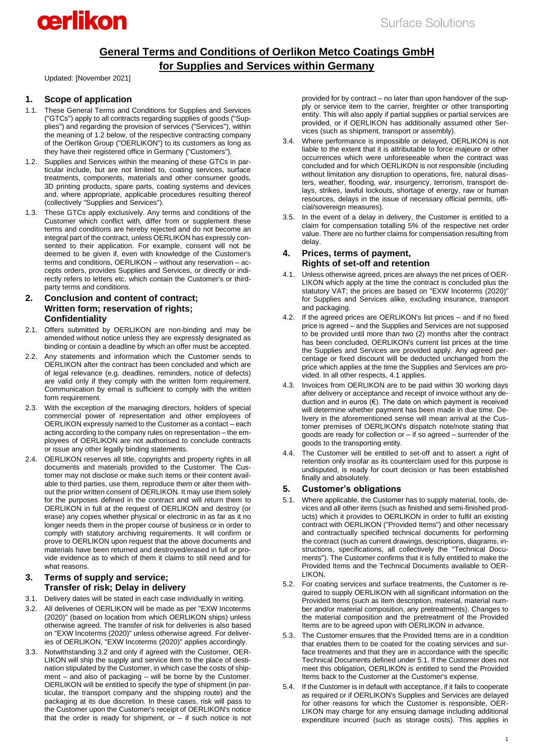# General Terms and Conditions of Oerlikon Metco Coatings GmbH for Supplies and Services within Germany

Updated: [November 2021]

## 1. Scope of application

1.1. These General Terms and Conditions for Supplies and Services ("GTCs") apply to all contracts regarding supplies of goods ("Supplies") and regarding the provision of services ("Services"), within the meaning of 1.2 below, of the respective contracting company of the Oerlikon Group ("OERLIKON") to its customers as long as they have their registered office in Germany ("Customers").

1.2. Supplies and Services within the meaning of these GTCs in particular include, but are not limited to, coating services, surface treatments, components, materials and other consumer goods, 3D printing products, spare parts, coating systems and devices and, where appropriate, applicable procedures resulting thereof (collectively "Supplies and Services").

1.3. These GTCs apply exclusively. Any terms and conditions of the Customer which conflict with, differ from or supplement these terms and conditions are hereby rejected and do not become an integral part of the contract, unless OERLIKON has expressly consented to their application. For example, consent will not be deemed to be given if, even with knowledge of the Customer's terms and conditions, OERLIKON – without any reservation – accepts orders, provides Supplies and Services, or directly or indirectly refers to letters etc. which contain the Customer's or third-party terms and conditions.

## 2. Conclusion and content of contract; Written form; reservation of rights; Confidentiality

2.1. Offers submitted by OERLIKON are non-binding and may be amended without notice unless they are expressly designated as binding or contain a deadline by which an offer must be accepted.

2.2. Any statements and information which the Customer sends to OERLIKON after the contract has been concluded and which are of legal relevance (e.g. deadlines, reminders, notice of defects) are valid only if they comply with the written form requirement. Communication by email is sufficient to comply with the written form requirement.

2.3. With the exception of the managing directors, holders of special commercial power of representation and other employees of OERLIKON expressly named to the Customer as a contact – each acting according to the company rules on representation – the employees of OERLIKON are not authorised to conclude contracts or issue any other legally binding statements.

2.4. OERLIKON reserves all title, copyrights and property rights in all documents and materials provided to the Customer. The Customer may not disclose or make such items or their content available to third parties, use them, reproduce them or alter them without the prior written consent of OERLIKON. It may use them solely for the purposes defined in the contract and will return them to OERLIKON in full at the request of OERLIKON and destroy (or erase) any copies whether physical or electronic in as far as it no longer needs them in the proper course of business or in order to comply with statutory archiving requirements. It will confirm or prove to OERLIKON upon request that the above documents and materials have been returned and destroyed/erased in full or provide evidence as to which of them it claims to still need and for what reasons.

## 3. Terms of supply and service; Transfer of risk; Delay in delivery

3.1. Delivery dates will be stated in each case individually in writing.

3.2. All deliveries of OERLIKON will be made as per "EXW Incoterms (2020)" (based on location from which OERLIKON ships) unless otherwise agreed. The transfer of risk for deliveries is also based on "EXW Incoterms (2020)" unless otherwise agreed. For deliveries of OERLIKON, "EXW Incoterms (2020)" applies accordingly.

3.3. Notwithstanding 3.2 and only if agreed with the Customer, OERLIKON will ship the supply and service item to the place of destination stipulated by the Customer, in which case the costs of shipment – and also of packaging – will be borne by the Customer. OERLIKON will be entitled to specify the type of shipment (in particular, the transport company and the shipping route) and the packaging at its due discretion. In these cases, risk will pass to the Customer upon the Customer's receipt of OERLIKON's notice that the order is ready for shipment, or – if such notice is not provided for by contract – no later than upon handover of the supply or service item to the carrier, freighter or other transporting entity. This will also apply if partial supplies or partial services are provided, or if OERLIKON has additionally assumed other Services (such as shipment, transport or assembly).

3.4. Where performance is impossible or delayed, OERLIKON is not liable to the extent that it is attributable to force majeure or other occurrences which were unforeseeable when the contract was concluded and for which OERLIKON is not responsible (including without limitation any disruption to operations, fire, natural disasters, weather, flooding, war, insurgency, terrorism, transport delays, strikes, lawful lockouts, shortage of energy, raw or human resources, delays in the issue of necessary official permits, official/sovereign measures).

3.5. In the event of a delay in delivery, the Customer is entitled to a claim for compensation totalling 5% of the respective net order value. There are no further claims for compensation resulting from delay.

## 4. Prices, terms of payment, Rights of set-off and retention

4.1. Unless otherwise agreed, prices are always the net prices of OERLIKON which apply at the time the contract is concluded plus the statutory VAT; the prices are based on "EXW Incoterms (2020)" for Supplies and Services alike, excluding insurance, transport and packaging.

4.2. If the agreed prices are OERLIKON's list prices – and if no fixed price is agreed – and the Supplies and Services are not supposed to be provided until more than two (2) months after the contract has been concluded, OERLIKON's current list prices at the time the Supplies and Services are provided apply. Any agreed percentage or fixed discount will be deducted unchanged from the price which applies at the time the Supplies and Services are provided. In all other respects, 4.1 applies.

4.3. Invoices from OERLIKON are to be paid within 30 working days after delivery or acceptance and receipt of invoice without any deduction and in euros (€). The date on which payment is received will determine whether payment has been made in due time. Delivery in the aforementioned sense will mean arrival at the Customer premises of OERLIKON's dispatch note/note stating that goods are ready for collection or – if so agreed – surrender of the goods to the transporting entity.

4.4. The Customer will be entitled to set-off and to assert a right of retention only insofar as its counterclaim used for this purpose is undisputed, is ready for court decision or has been established finally and absolutely.

## 5. Customer's obligations

5.1. Where applicable, the Customer has to supply material, tools, devices and all other items (such as finished and semi-finished products) which it provides to OERLIKON in order to fulfil an existing contract with OERLIKON ("Provided Items") and other necessary and contractually specified technical documents for performing the contract (such as current drawings, descriptions, diagrams, instructions, specifications, all collectively the "Technical Documents"). The Customer confirms that it is fully entitled to make the Provided Items and the Technical Documents available to OERLIKON.

5.2. For coating services and surface treatments, the Customer is required to supply OERLIKON with all significant information on the Provided Items (such as item description, material, material number and/or material composition, any pretreatments). Changes to the material composition and the pretreatment of the Provided Items are to be agreed upon with OERLIKON in advance.

5.3. The Customer ensures that the Provided Items are in a condition that enables them to be coated for the coating services and surface treatments and that they are in accordance with the specific Technical Documents defined under 5.1. If the Customer does not meet this obligation, OERLIKON is entitled to send the Provided Items back to the Customer at the Customer's expense.

5.4. If the Customer is in default with acceptance, if it fails to cooperate as required or if OERLIKON's Supplies and Services are delayed for other reasons for which the Customer is responsible, OERLIKON may charge for any ensuing damage including additional expenditure incurred (such as storage costs). This applies in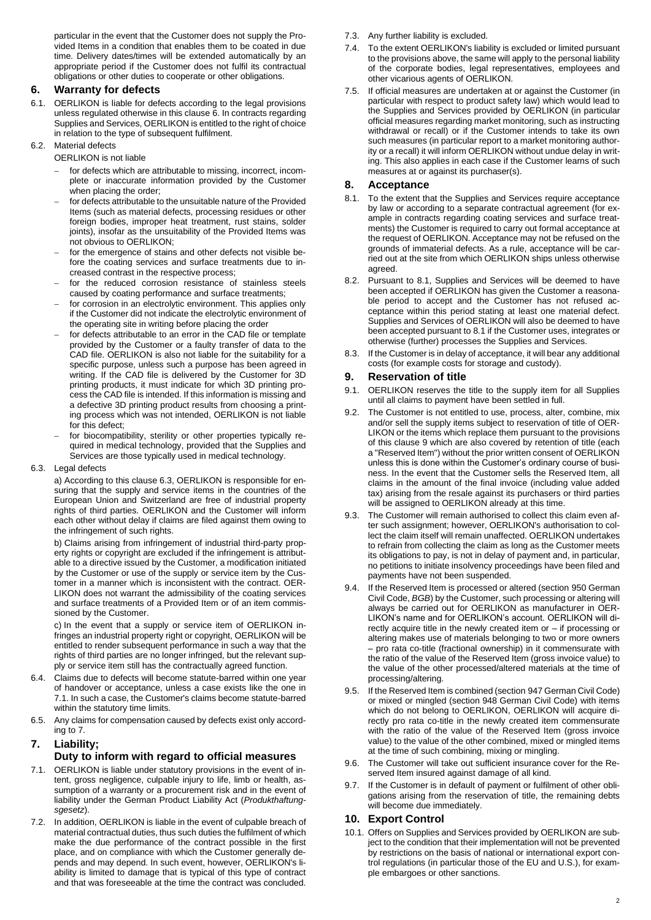particular in the event that the Customer does not supply the Provided Items in a condition that enables them to be coated in due time. Delivery dates/times will be extended automatically by an appropriate period if the Customer does not fulfil its contractual obligations or other duties to cooperate or other obligations.

## 6. Warranty for defects

6.1. OERLIKON is liable for defects according to the legal provisions unless regulated otherwise in this clause 6. In contracts regarding Supplies and Services, OERLIKON is entitled to the right of choice in relation to the type of subsequent fulfilment.

6.2. Material defects

OERLIKON is not liable

- for defects which are attributable to missing, incorrect, incomplete or inaccurate information provided by the Customer when placing the order;
- for defects attributable to the unsuitable nature of the Provided Items (such as material defects, processing residues or other foreign bodies, improper heat treatment, rust stains, solder joints), insofar as the unsuitability of the Provided Items was not obvious to OERLIKON;
- for the emergence of stains and other defects not visible before the coating services and surface treatments due to increased contrast in the respective process;
- for the reduced corrosion resistance of stainless steels caused by coating performance and surface treatments;
- for corrosion in an electrolytic environment. This applies only if the Customer did not indicate the electrolytic environment of the operating site in writing before placing the order
- for defects attributable to an error in the CAD file or template provided by the Customer or a faulty transfer of data to the CAD file. OERLIKON is also not liable for the suitability for a specific purpose, unless such a purpose has been agreed in writing. If the CAD file is delivered by the Customer for 3D printing products, it must indicate for which 3D printing process the CAD file is intended. If this information is missing and a defective 3D printing product results from choosing a printing process which was not intended, OERLIKON is not liable for this defect;
- for biocompatibility, sterility or other properties typically required in medical technology, provided that the Supplies and Services are those typically used in medical technology.

6.3. Legal defects

a) According to this clause 6.3, OERLIKON is responsible for ensuring that the supply and service items in the countries of the European Union and Switzerland are free of industrial property rights of third parties. OERLIKON and the Customer will inform each other without delay if claims are filed against them owing to the infringement of such rights.

b) Claims arising from infringement of industrial third-party property rights or copyright are excluded if the infringement is attributable to a directive issued by the Customer, a modification initiated by the Customer or use of the supply or service item by the Customer in a manner which is inconsistent with the contract. OERLIKON does not warrant the admissibility of the coating services and surface treatments of a Provided Item or of an item commissioned by the Customer.

c) In the event that a supply or service item of OERLIKON infringes an industrial property right or copyright, OERLIKON will be entitled to render subsequent performance in such a way that the rights of third parties are no longer infringed, but the relevant supply or service item still has the contractually agreed function.

6.4. Claims due to defects will become statute-barred within one year of handover or acceptance, unless a case exists like the one in 7.1. In such a case, the Customer's claims become statute-barred within the statutory time limits.

6.5. Any claims for compensation caused by defects exist only according to 7.

## 7. Liability; Duty to inform with regard to official measures

7.1. OERLIKON is liable under statutory provisions in the event of intent, gross negligence, culpable injury to life, limb or health, assumption of a warranty or a procurement risk and in the event of liability under the German Product Liability Act (*Produkthaftungsgesetz*).

7.2. In addition, OERLIKON is liable in the event of culpable breach of material contractual duties, thus such duties the fulfilment of which make the due performance of the contract possible in the first place, and on compliance with which the Customer generally depends and may depend. In such event, however, OERLIKON's liability is limited to damage that is typical of this type of contract and that was foreseeable at the time the contract was concluded.

7.3. Any further liability is excluded.

7.4. To the extent OERLIKON's liability is excluded or limited pursuant to the provisions above, the same will apply to the personal liability of the corporate bodies, legal representatives, employees and other vicarious agents of OERLIKON.

7.5. If official measures are undertaken at or against the Customer (in particular with respect to product safety law) which would lead to the Supplies and Services provided by OERLIKON (in particular official measures regarding market monitoring, such as instructing withdrawal or recall) or if the Customer intends to take its own such measures (in particular report to a market monitoring authority or a recall) it will inform OERLIKON without undue delay in writing. This also applies in each case if the Customer learns of such measures at or against its purchaser(s).

## 8. Acceptance

8.1. To the extent that the Supplies and Services require acceptance by law or according to a separate contractual agreement (for example in contracts regarding coating services and surface treatments) the Customer is required to carry out formal acceptance at the request of OERLIKON. Acceptance may not be refused on the grounds of immaterial defects. As a rule, acceptance will be carried out at the site from which OERLIKON ships unless otherwise agreed.

8.2. Pursuant to 8.1, Supplies and Services will be deemed to have been accepted if OERLIKON has given the Customer a reasonable period to accept and the Customer has not refused acceptance within this period stating at least one material defect. Supplies and Services of OERLIKON will also be deemed to have been accepted pursuant to 8.1 if the Customer uses, integrates or otherwise (further) processes the Supplies and Services.

8.3. If the Customer is in delay of acceptance, it will bear any additional costs (for example costs for storage and custody).

## 9. Reservation of title

9.1. OERLIKON reserves the title to the supply item for all Supplies until all claims to payment have been settled in full.

9.2. The Customer is not entitled to use, process, alter, combine, mix and/or sell the supply items subject to reservation of title of OERLIKON or the items which replace them pursuant to the provisions of this clause 9 which are also covered by retention of title (each a "Reserved Item") without the prior written consent of OERLIKON unless this is done within the Customer's ordinary course of business. In the event that the Customer sells the Reserved Item, all claims in the amount of the final invoice (including value added tax) arising from the resale against its purchasers or third parties will be assigned to OERLIKON already at this time.

9.3. The Customer will remain authorised to collect this claim even after such assignment; however, OERLIKON's authorisation to collect the claim itself will remain unaffected. OERLIKON undertakes to refrain from collecting the claim as long as the Customer meets its obligations to pay, is not in delay of payment and, in particular, no petitions to initiate insolvency proceedings have been filed and payments have not been suspended.

9.4. If the Reserved Item is processed or altered (section 950 German Civil Code, *BGB*) by the Customer, such processing or altering will always be carried out for OERLIKON as manufacturer in OERLIKON's name and for OERLIKON's account. OERLIKON will directly acquire title in the newly created item or – if processing or altering makes use of materials belonging to two or more owners – pro rata co-title (fractional ownership) in it commensurate with the ratio of the value of the Reserved Item (gross invoice value) to the value of the other processed/altered materials at the time of processing/altering.

9.5. If the Reserved Item is combined (section 947 German Civil Code) or mixed or mingled (section 948 German Civil Code) with items which do not belong to OERLIKON, OERLIKON will acquire directly pro rata co-title in the newly created item commensurate with the ratio of the value of the Reserved Item (gross invoice value) to the value of the other combined, mixed or mingled items at the time of such combining, mixing or mingling.

9.6. The Customer will take out sufficient insurance cover for the Reserved Item insured against damage of all kind.

9.7. If the Customer is in default of payment or fulfilment of other obligations arising from the reservation of title, the remaining debts will become due immediately.

## 10. Export Control

10.1. Offers on Supplies and Services provided by OERLIKON are subject to the condition that their implementation will not be prevented by restrictions on the basis of national or international export control regulations (in particular those of the EU and U.S.), for example embargoes or other sanctions.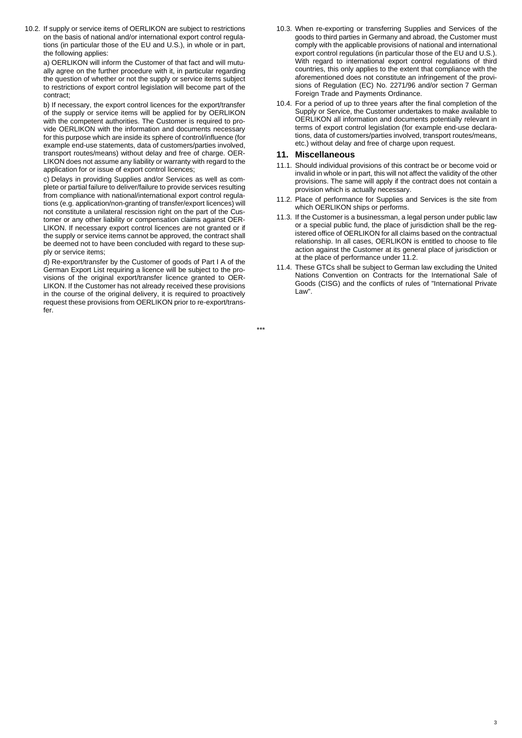10.2. If supply or service items of OERLIKON are subject to restrictions on the basis of national and/or international export control regulations (in particular those of the EU and U.S.), in whole or in part, the following applies:

a) OERLIKON will inform the Customer of that fact and will mutually agree on the further procedure with it, in particular regarding the question of whether or not the supply or service items subject to restrictions of export control legislation will become part of the contract;

b) If necessary, the export control licences for the export/transfer of the supply or service items will be applied for by OERLIKON with the competent authorities. The Customer is required to provide OERLIKON with the information and documents necessary for this purpose which are inside its sphere of control/influence (for example end-use statements, data of customers/parties involved, transport routes/means) without delay and free of charge. OERLIKON does not assume any liability or warranty with regard to the application for or issue of export control licences;

c) Delays in providing Supplies and/or Services as well as complete or partial failure to deliver/failure to provide services resulting from compliance with national/international export control regulations (e.g. application/non-granting of transfer/export licences) will not constitute a unilateral rescission right on the part of the Customer or any other liability or compensation claims against OERLIKON. If necessary export control licences are not granted or if the supply or service items cannot be approved, the contract shall be deemed not to have been concluded with regard to these supply or service items;

d) Re-export/transfer by the Customer of goods of Part I A of the German Export List requiring a licence will be subject to the provisions of the original export/transfer licence granted to OERLIKON. If the Customer has not already received these provisions in the course of the original delivery, it is required to proactively request these provisions from OERLIKON prior to re-export/transfer.

10.3. When re-exporting or transferring Supplies and Services of the goods to third parties in Germany and abroad, the Customer must comply with the applicable provisions of national and international export control regulations (in particular those of the EU and U.S.). With regard to international export control regulations of third countries, this only applies to the extent that compliance with the aforementioned does not constitute an infringement of the provisions of Regulation (EC) No. 2271/96 and/or section 7 German Foreign Trade and Payments Ordinance.

10.4. For a period of up to three years after the final completion of the Supply or Service, the Customer undertakes to make available to OERLIKON all information and documents potentially relevant in terms of export control legislation (for example end-use declarations, data of customers/parties involved, transport routes/means, etc.) without delay and free of charge upon request.

## 11. Miscellaneous

11.1. Should individual provisions of this contract be or become void or invalid in whole or in part, this will not affect the validity of the other provisions. The same will apply if the contract does not contain a provision which is actually necessary.

11.2. Place of performance for Supplies and Services is the site from which OERLIKON ships or performs.

11.3. If the Customer is a businessman, a legal person under public law or a special public fund, the place of jurisdiction shall be the registered office of OERLIKON for all claims based on the contractual relationship. In all cases, OERLIKON is entitled to choose to file action against the Customer at its general place of jurisdiction or at the place of performance under 11.2.

11.4. These GTCs shall be subject to German law excluding the United Nations Convention on Contracts for the International Sale of Goods (CISG) and the conflicts of rules of "International Private Law".

***